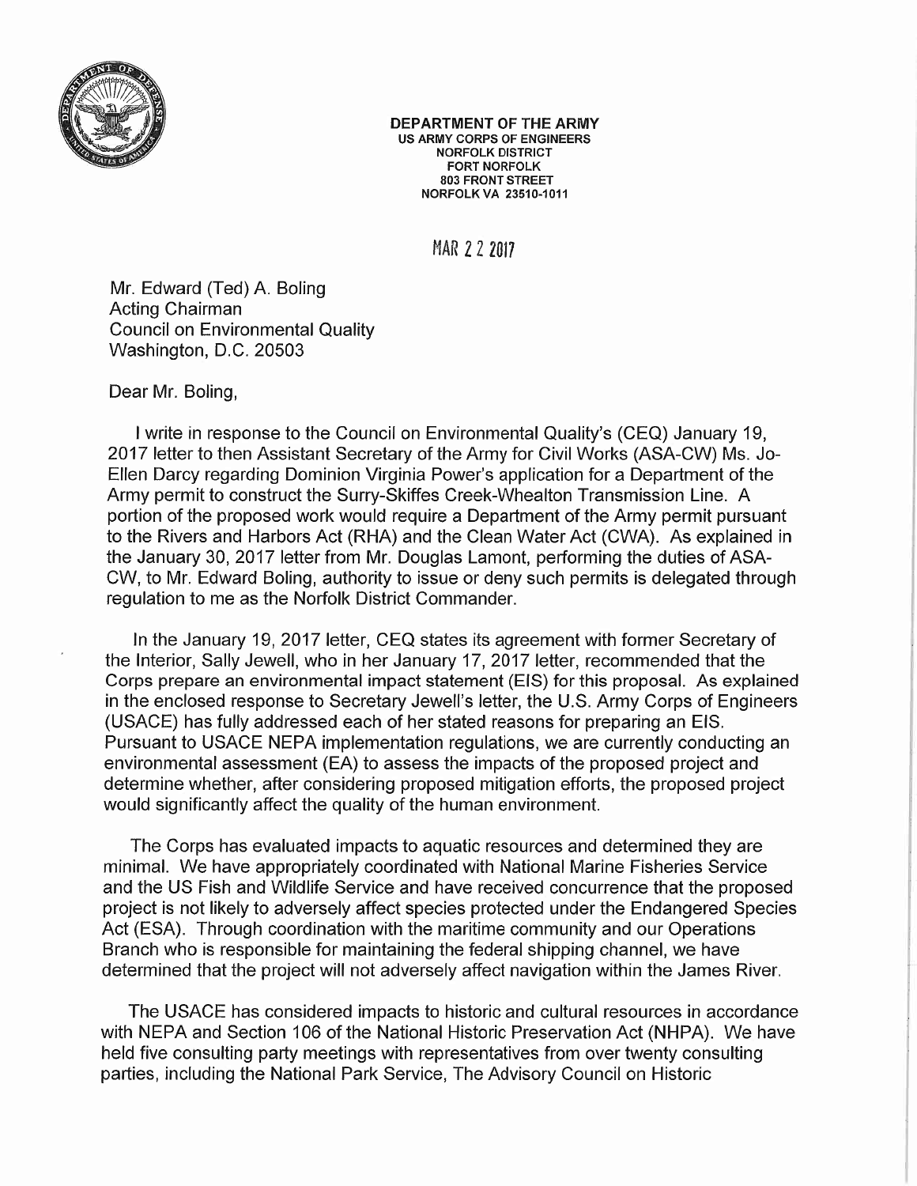**DEPARTMENT OF THE ARMY**
US ARMY CORPS OF ENGINEERS
NORFOLK DISTRICT
FORT NORFOLK
803 FRONT STREET
NORFOLK VA 23510-1011

MAR 22 2017

Mr. Edward (Ted) A. Boling
Acting Chairman
Council on Environmental Quality
Washington, D.C. 20503

Dear Mr. Boling,

I write in response to the Council on Environmental Quality's (CEQ) January 19, 2017 letter to then Assistant Secretary of the Army for Civil Works (ASA-CW) Ms. Jo-Ellen Darcy regarding Dominion Virginia Power's application for a Department of the Army permit to construct the Surry-Skiffes Creek-Whealton Transmission Line. A portion of the proposed work would require a Department of the Army permit pursuant to the Rivers and Harbors Act (RHA) and the Clean Water Act (CWA). As explained in the January 30, 2017 letter from Mr. Douglas Lamont, performing the duties of ASA-CW, to Mr. Edward Boling, authority to issue or deny such permits is delegated through regulation to me as the Norfolk District Commander.

In the January 19, 2017 letter, CEQ states its agreement with former Secretary of the Interior, Sally Jewell, who in her January 17, 2017 letter, recommended that the Corps prepare an environmental impact statement (EIS) for this proposal. As explained in the enclosed response to Secretary Jewell's letter, the U.S. Army Corps of Engineers (USACE) has fully addressed each of her stated reasons for preparing an EIS. Pursuant to USACE NEPA implementation regulations, we are currently conducting an environmental assessment (EA) to assess the impacts of the proposed project and determine whether, after considering proposed mitigation efforts, the proposed project would significantly affect the quality of the human environment.

The Corps has evaluated impacts to aquatic resources and determined they are minimal. We have appropriately coordinated with National Marine Fisheries Service and the US Fish and Wildlife Service and have received concurrence that the proposed project is not likely to adversely affect species protected under the Endangered Species Act (ESA). Through coordination with the maritime community and our Operations Branch who is responsible for maintaining the federal shipping channel, we have determined that the project will not adversely affect navigation within the James River.

The USACE has considered impacts to historic and cultural resources in accordance with NEPA and Section 106 of the National Historic Preservation Act (NHPA). We have held five consulting party meetings with representatives from over twenty consulting parties, including the National Park Service, The Advisory Council on Historic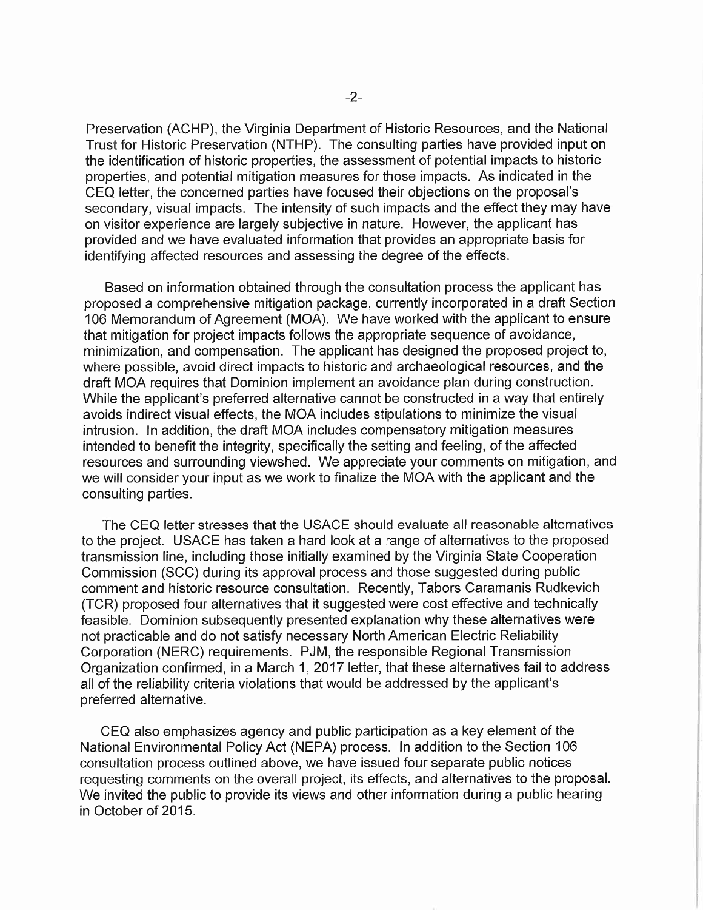Preservation (ACHP), the Virginia Department of Historic Resources, and the National Trust for Historic Preservation (NTHP). The consulting parties have provided input on the identification of historic properties, the assessment of potential impacts to historic properties, and potential mitigation measures for those impacts. As indicated in the CEQ letter, the concerned parties have focused their objections on the proposal's secondary, visual impacts. The intensity of such impacts and the effect they may have on visitor experience are largely subjective in nature. However, the applicant has provided and we have evaluated information that provides an appropriate basis for identifying affected resources and assessing the degree of the effects.

Based on information obtained through the consultation process the applicant has proposed a comprehensive mitigation package, currently incorporated in a draft Section 106 Memorandum of Agreement (MOA). We have worked with the applicant to ensure that mitigation for project impacts follows the appropriate sequence of avoidance, minimization, and compensation. The applicant has designed the proposed project to, where possible, avoid direct impacts to historic and archaeological resources, and the draft MOA requires that Dominion implement an avoidance plan during construction. While the applicant's preferred alternative cannot be constructed in a way that entirely avoids indirect visual effects, the MOA includes stipulations to minimize the visual intrusion. In addition, the draft MOA includes compensatory mitigation measures intended to benefit the integrity, specifically the setting and feeling, of the affected resources and surrounding viewshed. We appreciate your comments on mitigation, and we will consider your input as we work to finalize the MOA with the applicant and the consulting parties.

The CEQ letter stresses that the USACE should evaluate all reasonable alternatives to the project. USACE has taken a hard look at a range of alternatives to the proposed transmission line, including those initially examined by the Virginia State Cooperation Commission (SCC) during its approval process and those suggested during public comment and historic resource consultation. Recently, Tabors Caramanis Rudkevich (TCR) proposed four alternatives that it suggested were cost effective and technically feasible. Dominion subsequently presented explanation why these alternatives were not practicable and do not satisfy necessary North American Electric Reliability Corporation (NERC) requirements. PJM, the responsible Regional Transmission Organization confirmed, in a March 1, 2017 letter, that these alternatives fail to address all of the reliability criteria violations that would be addressed by the applicant's preferred alternative.

CEQ also emphasizes agency and public participation as a key element of the National Environmental Policy Act (NEPA) process. In addition to the Section 106 consultation process outlined above, we have issued four separate public notices requesting comments on the overall project, its effects, and alternatives to the proposal. We invited the public to provide its views and other information during a public hearing in October of 2015.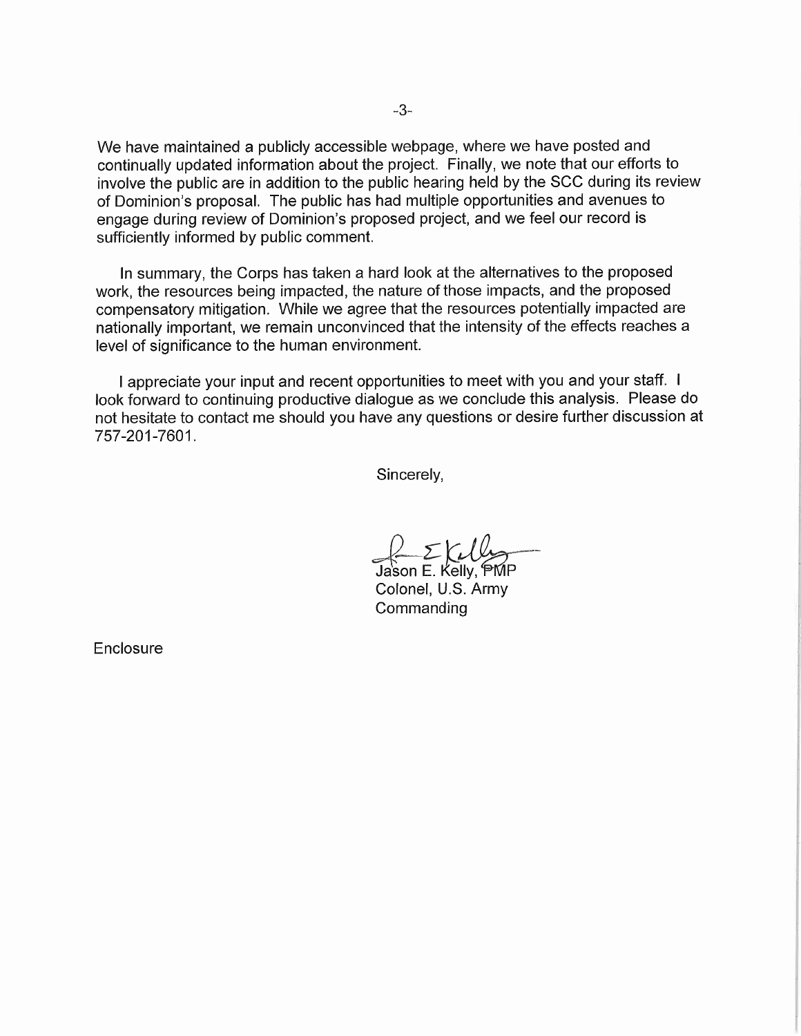We have maintained a publicly accessible webpage, where we have posted and continually updated information about the project. Finally, we note that our efforts to involve the public are in addition to the public hearing held by the SCC during its review of Dominion's proposal. The public has had multiple opportunities and avenues to engage during review of Dominion's proposed project, and we feel our record is sufficiently informed by public comment.

In summary, the Corps has taken a hard look at the alternatives to the proposed work, the resources being impacted, the nature of those impacts, and the proposed compensatory mitigation. While we agree that the resources potentially impacted are nationally important, we remain unconvinced that the intensity of the effects reaches a level of significance to the human environment.

I appreciate your input and recent opportunities to meet with you and your staff. I look forward to continuing productive dialogue as we conclude this analysis. Please do not hesitate to contact me should you have any questions or desire further discussion at 757-201-7601.

Sincerely,

Jason E. Kelly, PMP
Colonel, U.S. Army
Commanding

Enclosure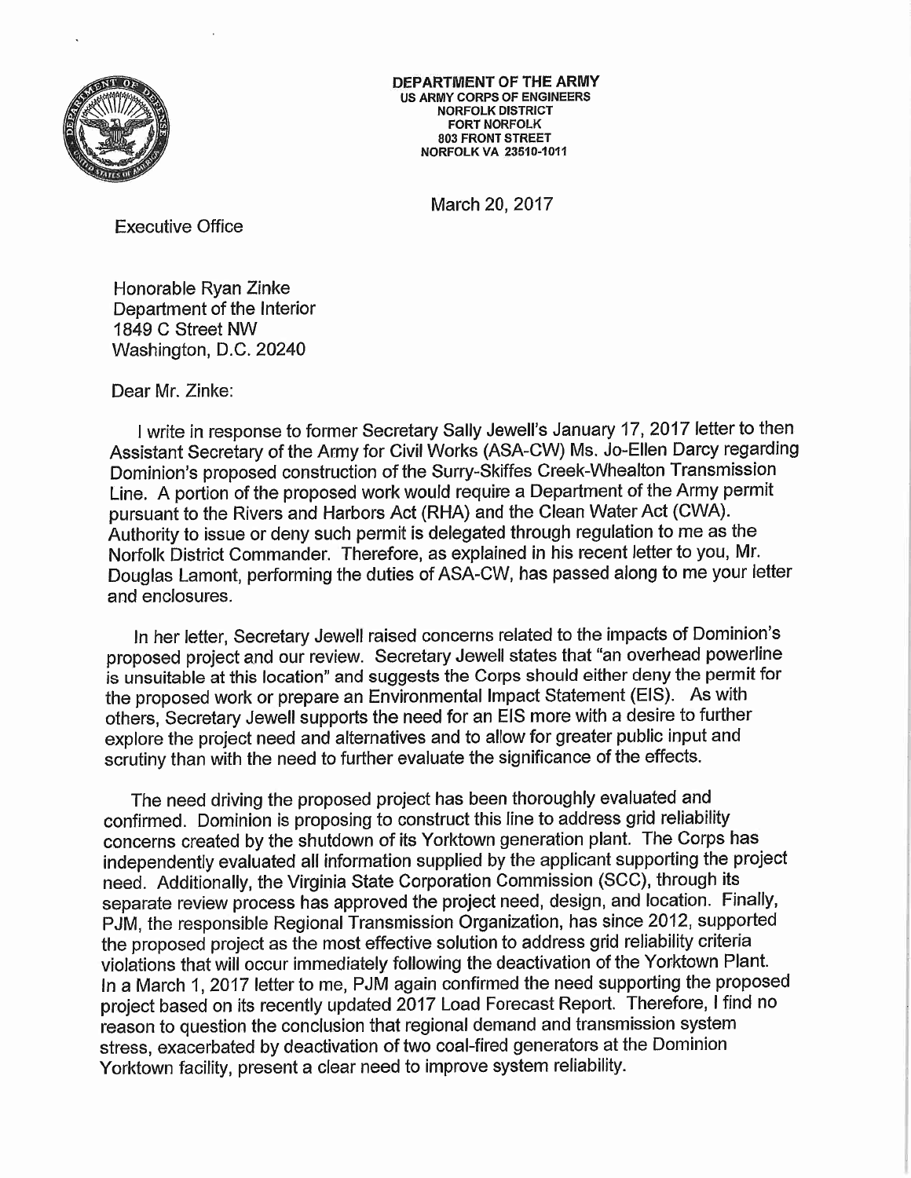**DEPARTMENT OF THE ARMY**
**US ARMY CORPS OF ENGINEERS**
**NORFOLK DISTRICT**
**FORT NORFOLK**
**803 FRONT STREET**
**NORFOLK VA 23510-1011**

March 20, 2017

Executive Office

Honorable Ryan Zinke
Department of the Interior
1849 C Street NW
Washington, D.C. 20240

Dear Mr. Zinke:

I write in response to former Secretary Sally Jewell's January 17, 2017 letter to then Assistant Secretary of the Army for Civil Works (ASA-CW) Ms. Jo-Ellen Darcy regarding Dominion's proposed construction of the Surry-Skiffes Creek-Whealton Transmission Line. A portion of the proposed work would require a Department of the Army permit pursuant to the Rivers and Harbors Act (RHA) and the Clean Water Act (CWA). Authority to issue or deny such permit is delegated through regulation to me as the Norfolk District Commander. Therefore, as explained in his recent letter to you, Mr. Douglas Lamont, performing the duties of ASA-CW, has passed along to me your letter and enclosures.

In her letter, Secretary Jewell raised concerns related to the impacts of Dominion's proposed project and our review. Secretary Jewell states that "an overhead powerline is unsuitable at this location" and suggests the Corps should either deny the permit for the proposed work or prepare an Environmental Impact Statement (EIS). As with others, Secretary Jewell supports the need for an EIS more with a desire to further explore the project need and alternatives and to allow for greater public input and scrutiny than with the need to further evaluate the significance of the effects.

The need driving the proposed project has been thoroughly evaluated and confirmed. Dominion is proposing to construct this line to address grid reliability concerns created by the shutdown of its Yorktown generation plant. The Corps has independently evaluated all information supplied by the applicant supporting the project need. Additionally, the Virginia State Corporation Commission (SCC), through its separate review process has approved the project need, design, and location. Finally, PJM, the responsible Regional Transmission Organization, has since 2012, supported the proposed project as the most effective solution to address grid reliability criteria violations that will occur immediately following the deactivation of the Yorktown Plant. In a March 1, 2017 letter to me, PJM again confirmed the need supporting the proposed project based on its recently updated 2017 Load Forecast Report. Therefore, I find no reason to question the conclusion that regional demand and transmission system stress, exacerbated by deactivation of two coal-fired generators at the Dominion Yorktown facility, present a clear need to improve system reliability.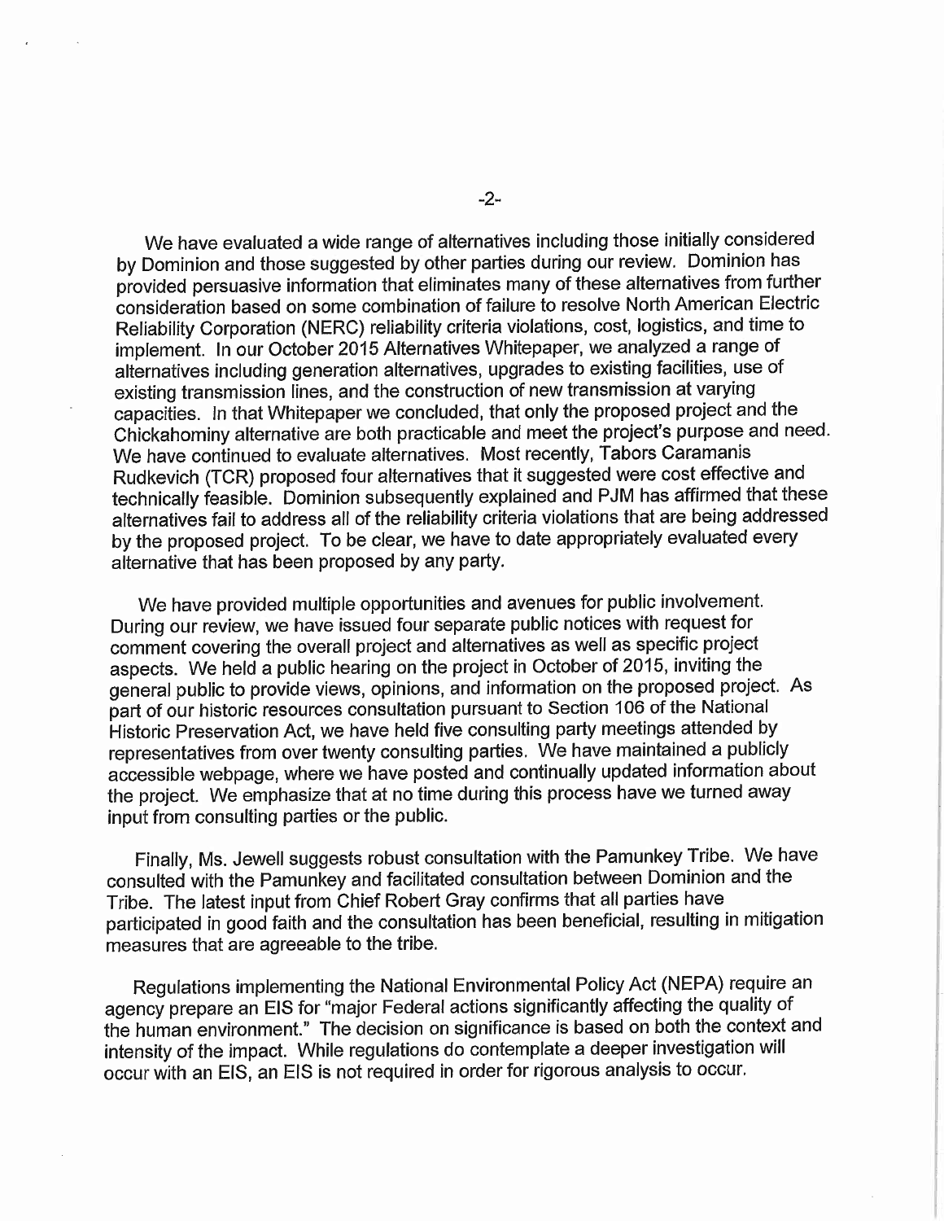We have evaluated a wide range of alternatives including those initially considered by Dominion and those suggested by other parties during our review. Dominion has provided persuasive information that eliminates many of these alternatives from further consideration based on some combination of failure to resolve North American Electric Reliability Corporation (NERC) reliability criteria violations, cost, logistics, and time to implement. In our October 2015 Alternatives Whitepaper, we analyzed a range of alternatives including generation alternatives, upgrades to existing facilities, use of existing transmission lines, and the construction of new transmission at varying capacities. In that Whitepaper we concluded, that only the proposed project and the Chickahominy alternative are both practicable and meet the project's purpose and need. We have continued to evaluate alternatives. Most recently, Tabors Caramanis Rudkevich (TCR) proposed four alternatives that it suggested were cost effective and technically feasible. Dominion subsequently explained and PJM has affirmed that these alternatives fail to address all of the reliability criteria violations that are being addressed by the proposed project. To be clear, we have to date appropriately evaluated every alternative that has been proposed by any party.

We have provided multiple opportunities and avenues for public involvement. During our review, we have issued four separate public notices with request for comment covering the overall project and alternatives as well as specific project aspects. We held a public hearing on the project in October of 2015, inviting the general public to provide views, opinions, and information on the proposed project. As part of our historic resources consultation pursuant to Section 106 of the National Historic Preservation Act, we have held five consulting party meetings attended by representatives from over twenty consulting parties. We have maintained a publicly accessible webpage, where we have posted and continually updated information about the project. We emphasize that at no time during this process have we turned away input from consulting parties or the public.

Finally, Ms. Jewell suggests robust consultation with the Pamunkey Tribe. We have consulted with the Pamunkey and facilitated consultation between Dominion and the Tribe. The latest input from Chief Robert Gray confirms that all parties have participated in good faith and the consultation has been beneficial, resulting in mitigation measures that are agreeable to the tribe.

Regulations implementing the National Environmental Policy Act (NEPA) require an agency prepare an EIS for "major Federal actions significantly affecting the quality of the human environment." The decision on significance is based on both the context and intensity of the impact. While regulations do contemplate a deeper investigation will occur with an EIS, an EIS is not required in order for rigorous analysis to occur.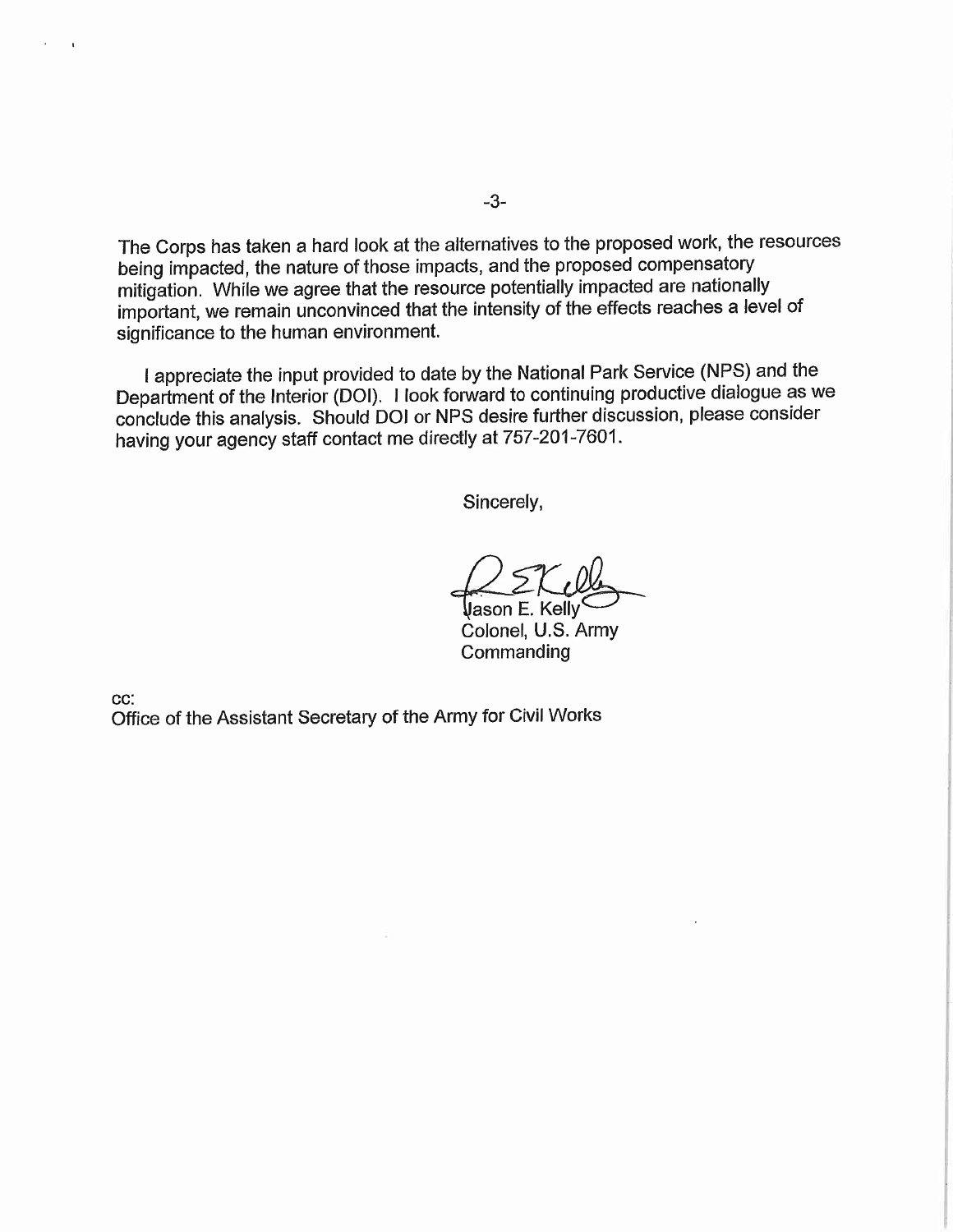The Corps has taken a hard look at the alternatives to the proposed work, the resources being impacted, the nature of those impacts, and the proposed compensatory mitigation. While we agree that the resource potentially impacted are nationally important, we remain unconvinced that the intensity of the effects reaches a level of significance to the human environment.

I appreciate the input provided to date by the National Park Service (NPS) and the Department of the Interior (DOI). I look forward to continuing productive dialogue as we conclude this analysis. Should DOI or NPS desire further discussion, please consider having your agency staff contact me directly at 757-201-7601.

Sincerely,

Jason E. Kelly
Colonel, U.S. Army
Commanding

cc:
Office of the Assistant Secretary of the Army for Civil Works